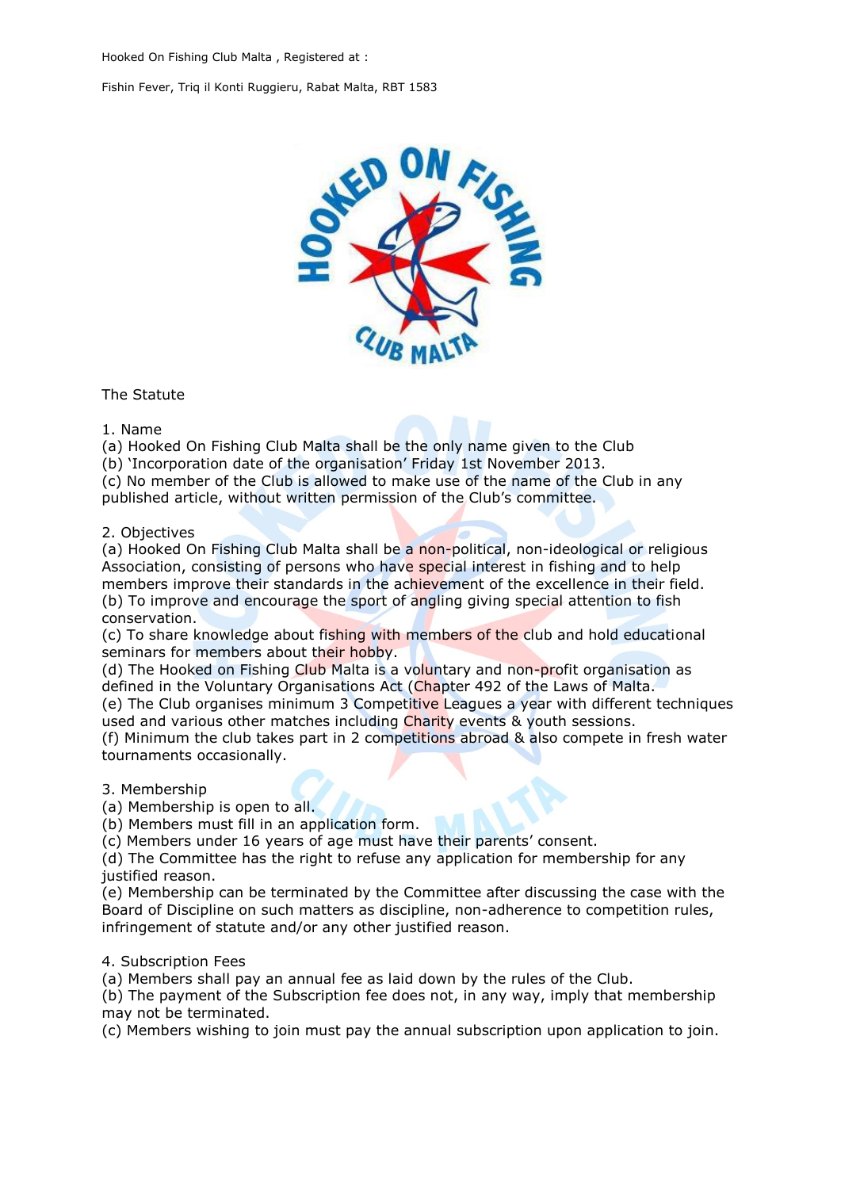Hooked On Fishing Club Malta , Registered at :

Fishin Fever, Triq il Konti Ruggieru, Rabat Malta, RBT 1583

The Statute

1. Name

(a) Hooked On Fishing Club Malta shall be the only name given to the Club

(b) 'Incorporation date of the organisation' Friday 1st November 2013.

(c) No member of the Club is allowed to make use of the name of the Club in any published article, without written permission of the Club's committee.

2. Objectives

(a) Hooked On Fishing Club Malta shall be a non-political, non-ideological or religious Association, consisting of persons who have special interest in fishing and to help members improve their standards in the achievement of the excellence in their field.

(b) To improve and encourage the sport of angling giving special attention to fish conservation.

(c) To share knowledge about fishing with members of the club and hold educational seminars for members about their hobby.

(d) The Hooked on Fishing Club Malta is a voluntary and non-profit organisation as defined in the Voluntary Organisations Act (Chapter 492 of the Laws of Malta.

(e) The Club organises minimum 3 Competitive Leagues a year with different techniques used and various other matches including Charity events & youth sessions.

(f) Minimum the club takes part in 2 competitions abroad & also compete in fresh water tournaments occasionally.

3. Membership

(a) Membership is open to all.

(b) Members must fill in an application form.

(c) Members under 16 years of age must have their parents' consent.

(d) The Committee has the right to refuse any application for membership for any justified reason.

(e) Membership can be terminated by the Committee after discussing the case with the Board of Discipline on such matters as discipline, non-adherence to competition rules, infringement of statute and/or any other justified reason.

4. Subscription Fees

(a) Members shall pay an annual fee as laid down by the rules of the Club.

(b) The payment of the Subscription fee does not, in any way, imply that membership may not be terminated.

(c) Members wishing to join must pay the annual subscription upon application to join.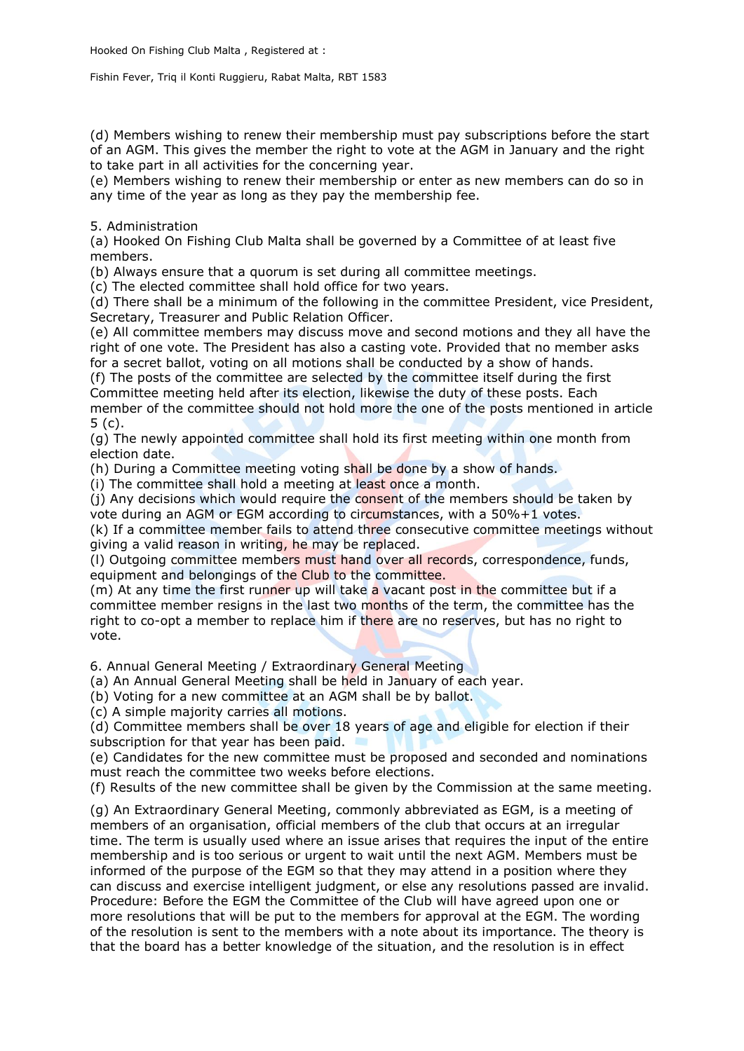(d) Members wishing to renew their membership must pay subscriptions before the start of an AGM. This gives the member the right to vote at the AGM in January and the right to take part in all activities for the concerning year.
(e) Members wishing to renew their membership or enter as new members can do so in any time of the year as long as they pay the membership fee.

5. Administration
(a) Hooked On Fishing Club Malta shall be governed by a Committee of at least five members.
(b) Always ensure that a quorum is set during all committee meetings.
(c) The elected committee shall hold office for two years.
(d) There shall be a minimum of the following in the committee President, vice President, Secretary, Treasurer and Public Relation Officer.
(e) All committee members may discuss move and second motions and they all have the right of one vote. The President has also a casting vote. Provided that no member asks for a secret ballot, voting on all motions shall be conducted by a show of hands.
(f) The posts of the committee are selected by the committee itself during the first Committee meeting held after its election, likewise the duty of these posts. Each member of the committee should not hold more the one of the posts mentioned in article 5 (c).
(g) The newly appointed committee shall hold its first meeting within one month from election date.
(h) During a Committee meeting voting shall be done by a show of hands.
(i) The committee shall hold a meeting at least once a month.
(j) Any decisions which would require the consent of the members should be taken by vote during an AGM or EGM according to circumstances, with a 50%+1 votes.
(k) If a committee member fails to attend three consecutive committee meetings without giving a valid reason in writing, he may be replaced.
(l) Outgoing committee members must hand over all records, correspondence, funds, equipment and belongings of the Club to the committee.
(m) At any time the first runner up will take a vacant post in the committee but if a committee member resigns in the last two months of the term, the committee has the right to co-opt a member to replace him if there are no reserves, but has no right to vote.

6. Annual General Meeting / Extraordinary General Meeting
(a) An Annual General Meeting shall be held in January of each year.
(b) Voting for a new committee at an AGM shall be by ballot.
(c) A simple majority carries all motions.
(d) Committee members shall be over 18 years of age and eligible for election if their subscription for that year has been paid.
(e) Candidates for the new committee must be proposed and seconded and nominations must reach the committee two weeks before elections.
(f) Results of the new committee shall be given by the Commission at the same meeting.

(g) An Extraordinary General Meeting, commonly abbreviated as EGM, is a meeting of members of an organisation, official members of the club that occurs at an irregular time. The term is usually used where an issue arises that requires the input of the entire membership and is too serious or urgent to wait until the next AGM. Members must be informed of the purpose of the EGM so that they may attend in a position where they can discuss and exercise intelligent judgment, or else any resolutions passed are invalid. Procedure: Before the EGM the Committee of the Club will have agreed upon one or more resolutions that will be put to the members for approval at the EGM. The wording of the resolution is sent to the members with a note about its importance. The theory is that the board has a better knowledge of the situation, and the resolution is in effect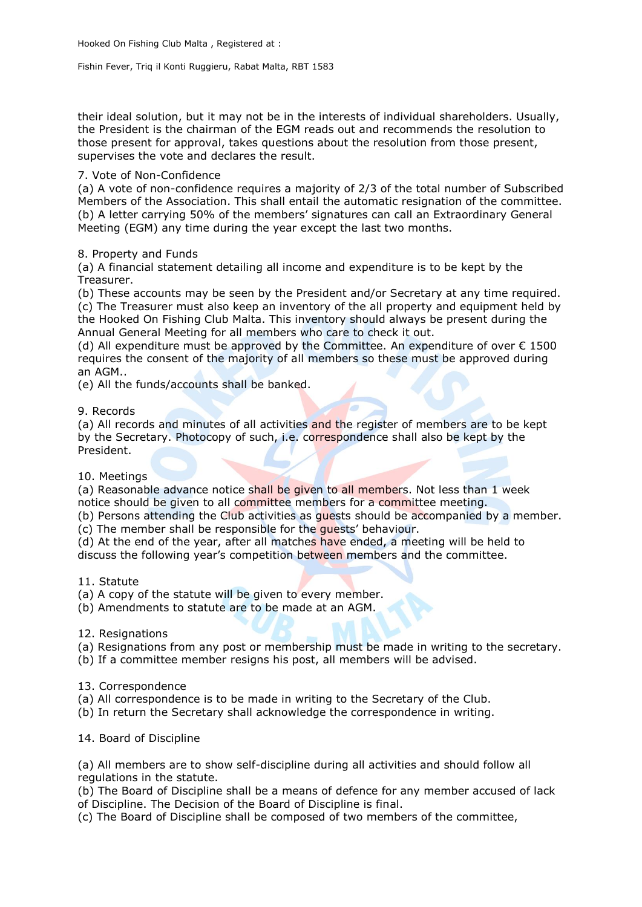their ideal solution, but it may not be in the interests of individual shareholders. Usually, the President is the chairman of the EGM reads out and recommends the resolution to those present for approval, takes questions about the resolution from those present, supervises the vote and declares the result.

7. Vote of Non-Confidence
(a) A vote of non-confidence requires a majority of 2/3 of the total number of Subscribed Members of the Association. This shall entail the automatic resignation of the committee.
(b) A letter carrying 50% of the members' signatures can call an Extraordinary General Meeting (EGM) any time during the year except the last two months.

8. Property and Funds
(a) A financial statement detailing all income and expenditure is to be kept by the Treasurer.
(b) These accounts may be seen by the President and/or Secretary at any time required.
(c) The Treasurer must also keep an inventory of the all property and equipment held by the Hooked On Fishing Club Malta. This inventory should always be present during the Annual General Meeting for all members who care to check it out.
(d) All expenditure must be approved by the Committee. An expenditure of over € 1500 requires the consent of the majority of all members so these must be approved during an AGM..
(e) All the funds/accounts shall be banked.

9. Records
(a) All records and minutes of all activities and the register of members are to be kept by the Secretary. Photocopy of such, i.e. correspondence shall also be kept by the President.

10. Meetings
(a) Reasonable advance notice shall be given to all members. Not less than 1 week notice should be given to all committee members for a committee meeting.
(b) Persons attending the Club activities as guests should be accompanied by a member.
(c) The member shall be responsible for the guests' behaviour.
(d) At the end of the year, after all matches have ended, a meeting will be held to discuss the following year's competition between members and the committee.

11. Statute
(a) A copy of the statute will be given to every member.
(b) Amendments to statute are to be made at an AGM.

12. Resignations
(a) Resignations from any post or membership must be made in writing to the secretary.
(b) If a committee member resigns his post, all members will be advised.

13. Correspondence
(a) All correspondence is to be made in writing to the Secretary of the Club.
(b) In return the Secretary shall acknowledge the correspondence in writing.

14. Board of Discipline

(a) All members are to show self-discipline during all activities and should follow all regulations in the statute.
(b) The Board of Discipline shall be a means of defence for any member accused of lack of Discipline. The Decision of the Board of Discipline is final.
(c) The Board of Discipline shall be composed of two members of the committee,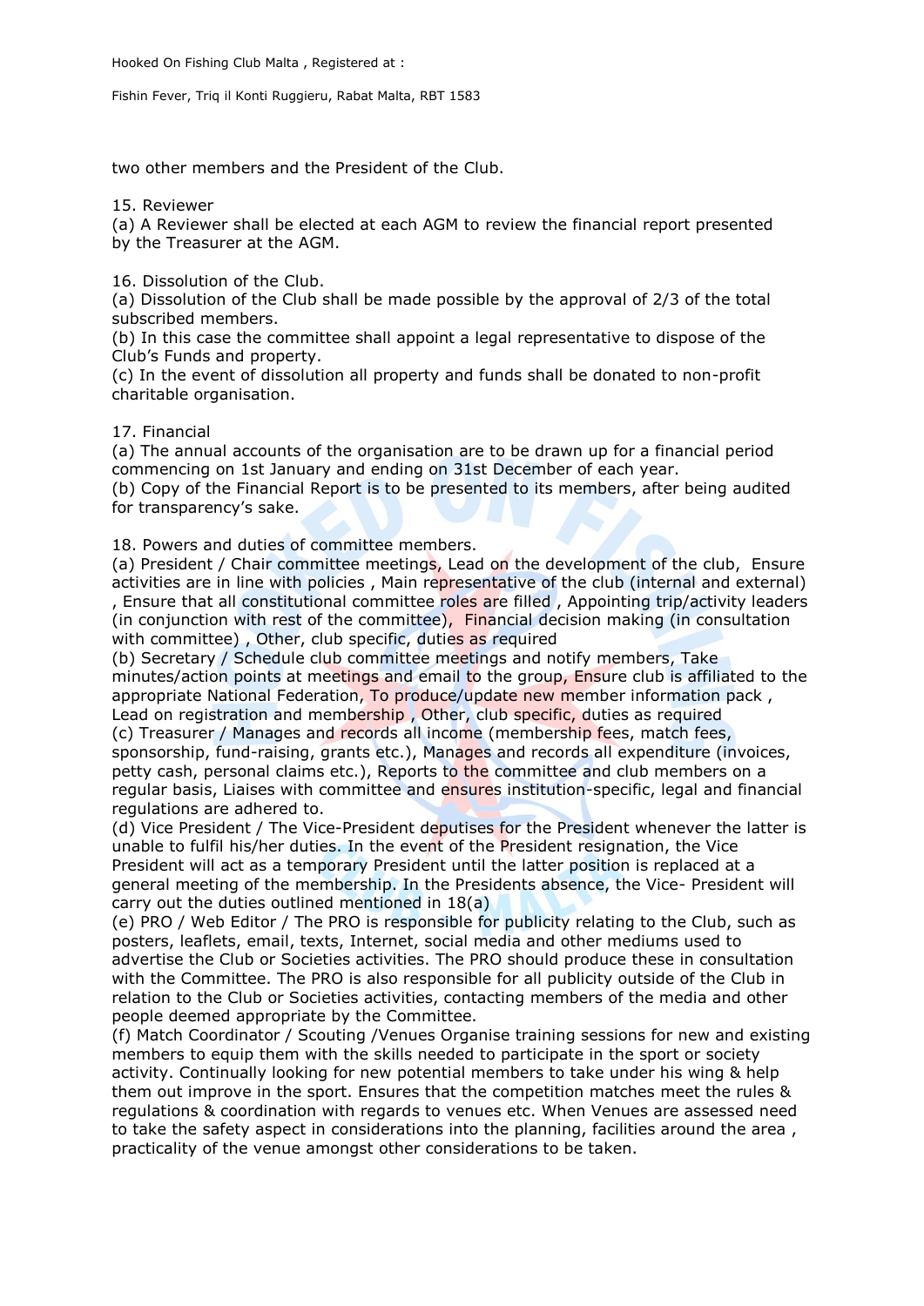two other members and the President of the Club.

15. Reviewer
(a) A Reviewer shall be elected at each AGM to review the financial report presented by the Treasurer at the AGM.

16. Dissolution of the Club.
(a) Dissolution of the Club shall be made possible by the approval of 2/3 of the total subscribed members.
(b) In this case the committee shall appoint a legal representative to dispose of the Club's Funds and property.
(c) In the event of dissolution all property and funds shall be donated to non-profit charitable organisation.

17. Financial
(a) The annual accounts of the organisation are to be drawn up for a financial period commencing on 1st January and ending on 31st December of each year.
(b) Copy of the Financial Report is to be presented to its members, after being audited for transparency's sake.

18. Powers and duties of committee members.
(a) President / Chair committee meetings, Lead on the development of the club, Ensure activities are in line with policies , Main representative of the club (internal and external) , Ensure that all constitutional committee roles are filled , Appointing trip/activity leaders (in conjunction with rest of the committee), Financial decision making (in consultation with committee) , Other, club specific, duties as required
(b) Secretary / Schedule club committee meetings and notify members, Take minutes/action points at meetings and email to the group, Ensure club is affiliated to the appropriate National Federation, To produce/update new member information pack , Lead on registration and membership , Other, club specific, duties as required
(c) Treasurer / Manages and records all income (membership fees, match fees, sponsorship, fund-raising, grants etc.), Manages and records all expenditure (invoices, petty cash, personal claims etc.), Reports to the committee and club members on a regular basis, Liaises with committee and ensures institution-specific, legal and financial regulations are adhered to.
(d) Vice President / The Vice-President deputises for the President whenever the latter is unable to fulfil his/her duties. In the event of the President resignation, the Vice President will act as a temporary President until the latter position is replaced at a general meeting of the membership. In the Presidents absence, the Vice- President will carry out the duties outlined mentioned in 18(a)
(e) PRO / Web Editor / The PRO is responsible for publicity relating to the Club, such as posters, leaflets, email, texts, Internet, social media and other mediums used to advertise the Club or Societies activities. The PRO should produce these in consultation with the Committee. The PRO is also responsible for all publicity outside of the Club in relation to the Club or Societies activities, contacting members of the media and other people deemed appropriate by the Committee.
(f) Match Coordinator / Scouting /Venues Organise training sessions for new and existing members to equip them with the skills needed to participate in the sport or society activity. Continually looking for new potential members to take under his wing & help them out improve in the sport. Ensures that the competition matches meet the rules & regulations & coordination with regards to venues etc. When Venues are assessed need to take the safety aspect in considerations into the planning, facilities around the area , practicality of the venue amongst other considerations to be taken.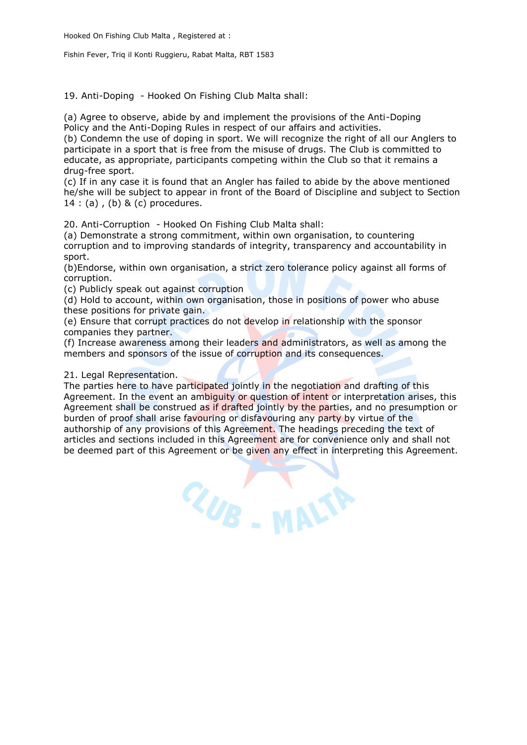19. Anti-Doping - Hooked On Fishing Club Malta shall:

(a) Agree to observe, abide by and implement the provisions of the Anti-Doping Policy and the Anti-Doping Rules in respect of our affairs and activities.
(b) Condemn the use of doping in sport. We will recognize the right of all our Anglers to participate in a sport that is free from the misuse of drugs. The Club is committed to educate, as appropriate, participants competing within the Club so that it remains a drug-free sport.
(c) If in any case it is found that an Angler has failed to abide by the above mentioned he/she will be subject to appear in front of the Board of Discipline and subject to Section 14 : (a) , (b) & (c) procedures.

20. Anti-Corruption - Hooked On Fishing Club Malta shall:
(a) Demonstrate a strong commitment, within own organisation, to countering corruption and to improving standards of integrity, transparency and accountability in sport.
(b)Endorse, within own organisation, a strict zero tolerance policy against all forms of corruption.
(c) Publicly speak out against corruption
(d) Hold to account, within own organisation, those in positions of power who abuse these positions for private gain.
(e) Ensure that corrupt practices do not develop in relationship with the sponsor companies they partner.
(f) Increase awareness among their leaders and administrators, as well as among the members and sponsors of the issue of corruption and its consequences.

21. Legal Representation.
The parties here to have participated jointly in the negotiation and drafting of this Agreement. In the event an ambiguity or question of intent or interpretation arises, this Agreement shall be construed as if drafted jointly by the parties, and no presumption or burden of proof shall arise favouring or disfavouring any party by virtue of the authorship of any provisions of this Agreement. The headings preceding the text of articles and sections included in this Agreement are for convenience only and shall not be deemed part of this Agreement or be given any effect in interpreting this Agreement.